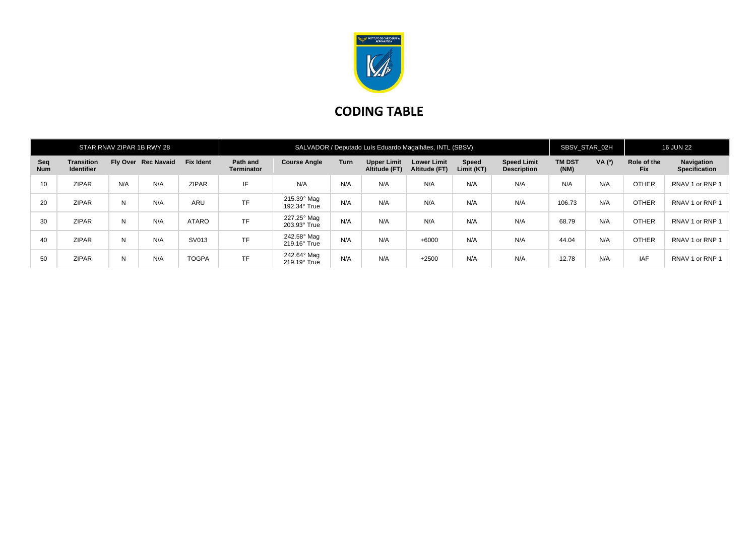# CODING TABLE

| STAR RNAV ZIPAR 1B RWY 28 | | | | | SALVADOR / Deputado Luís Eduardo Magalhães, INTL (SBSV) | | | | | | | SBSV_STAR_02H | | 16 JUN 22 | |
|---|---|---|---|---|---|---|---|---|---|---|---|---|---|---|---|
| **Seq Num** | **Transition Identifier** | **Fly Over** | **Rec Navaid** | **Fix Ident** | **Path and Terminator** | **Course Angle** | **Turn** | **Upper Limit Altitude (FT)** | **Lower Limit Altitude (FT)** | **Speed Limit (KT)** | **Speed Limit Description** | **TM DST (NM)** | **VA (º)** | **Role of the Fix** | **Navigation Specification** |
| 10 | ZIPAR | N/A | N/A | ZIPAR | IF | N/A | N/A | N/A | N/A | N/A | N/A | N/A | N/A | OTHER | RNAV 1 or RNP 1 |
| 20 | ZIPAR | N | N/A | ARU | TF | 215.39° Mag 192.34° True | N/A | N/A | N/A | N/A | N/A | 106.73 | N/A | OTHER | RNAV 1 or RNP 1 |
| 30 | ZIPAR | N | N/A | ATARO | TF | 227.25° Mag 203.93° True | N/A | N/A | N/A | N/A | N/A | 68.79 | N/A | OTHER | RNAV 1 or RNP 1 |
| 40 | ZIPAR | N | N/A | SV013 | TF | 242.58° Mag 219.16° True | N/A | N/A | +6000 | N/A | N/A | 44.04 | N/A | OTHER | RNAV 1 or RNP 1 |
| 50 | ZIPAR | N | N/A | TOGPA | TF | 242.64° Mag 219.19° True | N/A | N/A | +2500 | N/A | N/A | 12.78 | N/A | IAF | RNAV 1 or RNP 1 |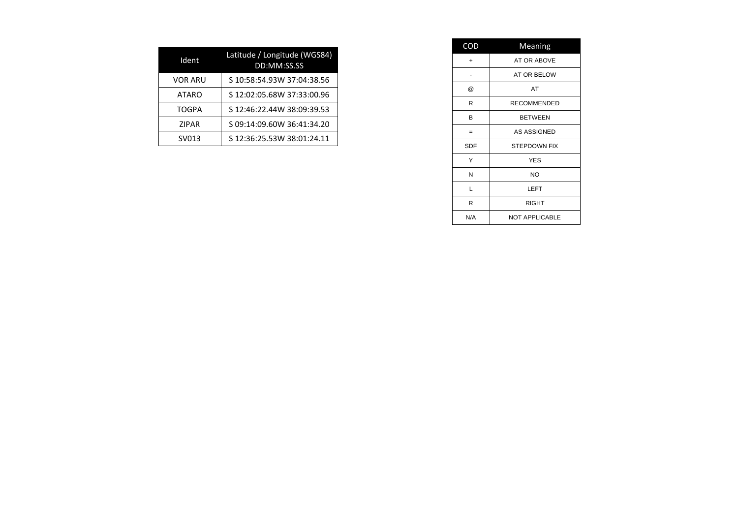| Ident | Latitude / Longitude (WGS84) DD:MM:SS.SS |
| --- | --- |
| VOR ARU | S 10:58:54.93W 37:04:38.56 |
| ATARO | S 12:02:05.68W 37:33:00.96 |
| TOGPA | S 12:46:22.44W 38:09:39.53 |
| ZIPAR | S 09:14:09.60W 36:41:34.20 |
| SV013 | S 12:36:25.53W 38:01:24.11 |

| COD | Meaning |
| --- | --- |
| + | AT OR ABOVE |
| - | AT OR BELOW |
| @ | AT |
| R | RECOMMENDED |
| B | BETWEEN |
| = | AS ASSIGNED |
| SDF | STEPDOWN FIX |
| Y | YES |
| N | NO |
| L | LEFT |
| R | RIGHT |
| N/A | NOT APPLICABLE |